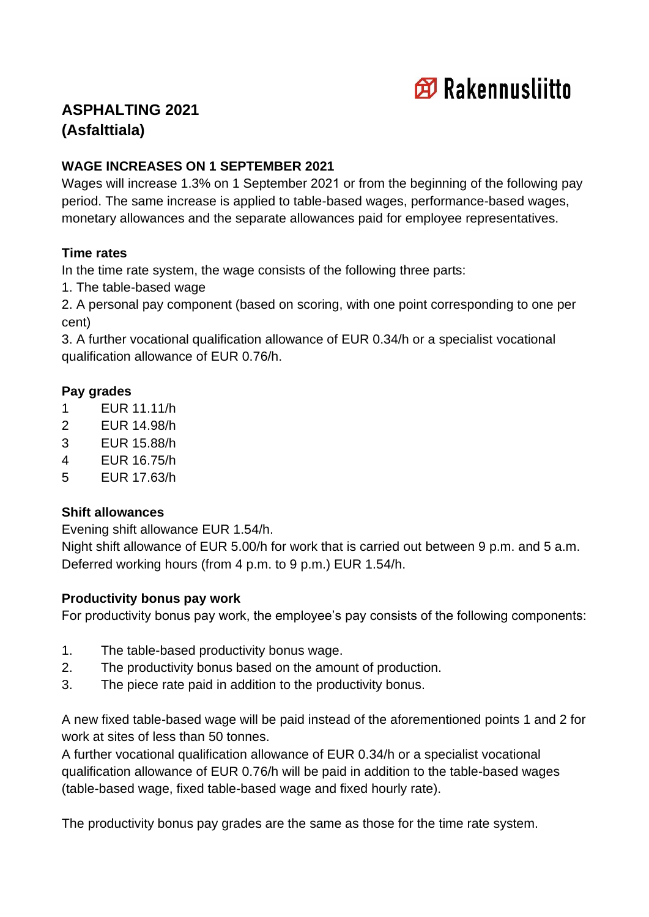Rakennusliitto

# ASPHALTING 2021
# (Asfalttiala)

## WAGE INCREASES ON 1 SEPTEMBER 2021

Wages will increase 1.3% on 1 September 2021 or from the beginning of the following pay period. The same increase is applied to table-based wages, performance-based wages, monetary allowances and the separate allowances paid for employee representatives.

### Time rates

In the time rate system, the wage consists of the following three parts:

1. The table-based wage
2. A personal pay component (based on scoring, with one point corresponding to one per cent)
3. A further vocational qualification allowance of EUR 0.34/h or a specialist vocational qualification allowance of EUR 0.76/h.

### Pay grades

| | |
|---|---|
| 1 | EUR 11.11/h |
| 2 | EUR 14.98/h |
| 3 | EUR 15.88/h |
| 4 | EUR 16.75/h |
| 5 | EUR 17.63/h |

### Shift allowances

Evening shift allowance EUR 1.54/h.
Night shift allowance of EUR 5.00/h for work that is carried out between 9 p.m. and 5 a.m.
Deferred working hours (from 4 p.m. to 9 p.m.) EUR 1.54/h.

### Productivity bonus pay work

For productivity bonus pay work, the employee's pay consists of the following components:

1. The table-based productivity bonus wage.
2. The productivity bonus based on the amount of production.
3. The piece rate paid in addition to the productivity bonus.

A new fixed table-based wage will be paid instead of the aforementioned points 1 and 2 for work at sites of less than 50 tonnes.
A further vocational qualification allowance of EUR 0.34/h or a specialist vocational qualification allowance of EUR 0.76/h will be paid in addition to the table-based wages (table-based wage, fixed table-based wage and fixed hourly rate).

The productivity bonus pay grades are the same as those for the time rate system.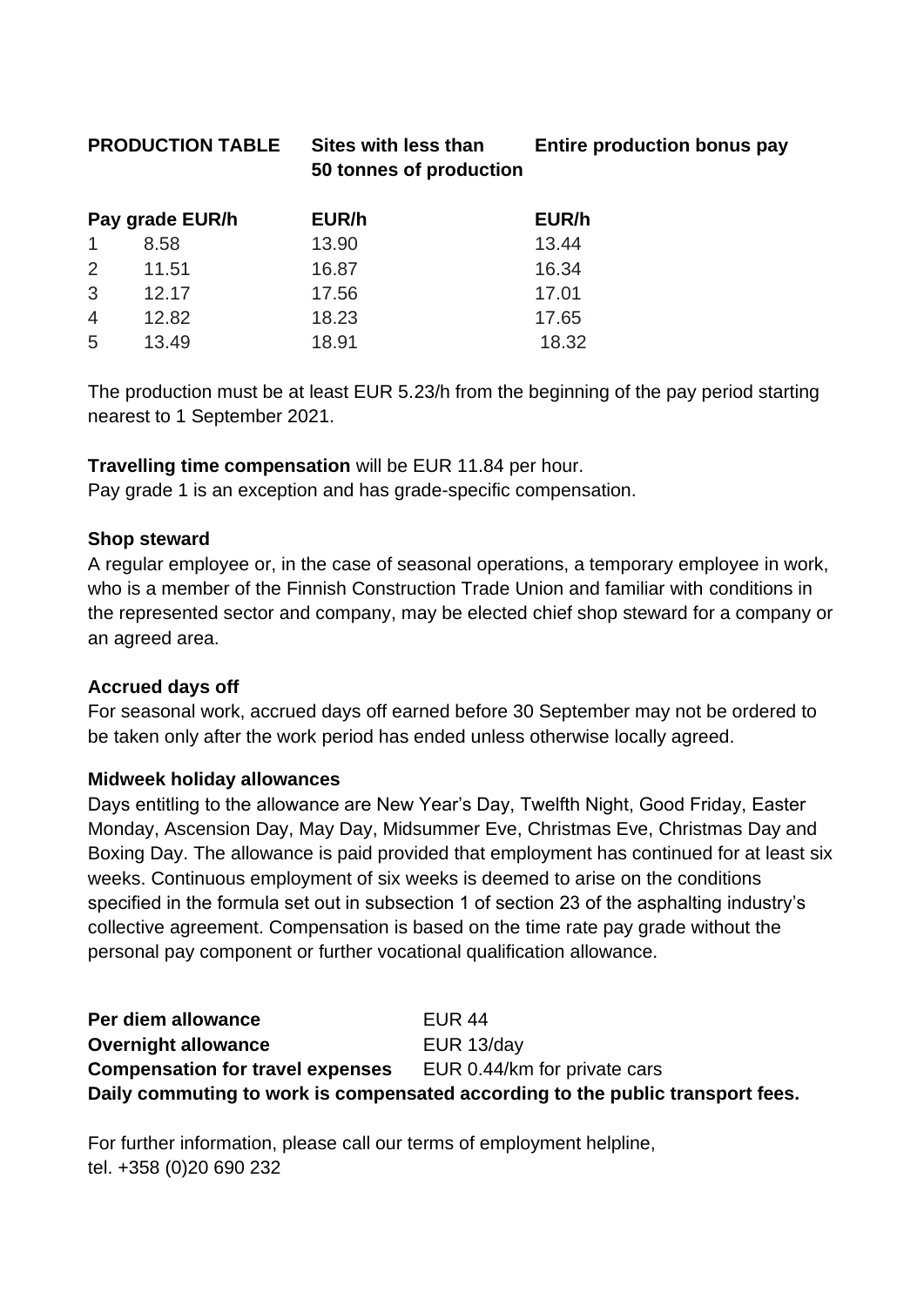| PRODUCTION TABLE | | Sites with less than 50 tonnes of production | Entire production bonus pay |
|---|---|---|---|
| Pay grade EUR/h | | EUR/h | EUR/h |
| 1 | 8.58 | 13.90 | 13.44 |
| 2 | 11.51 | 16.87 | 16.34 |
| 3 | 12.17 | 17.56 | 17.01 |
| 4 | 12.82 | 18.23 | 17.65 |
| 5 | 13.49 | 18.91 | 18.32 |

The production must be at least EUR 5.23/h from the beginning of the pay period starting nearest to 1 September 2021.

**Travelling time compensation** will be EUR 11.84 per hour.
Pay grade 1 is an exception and has grade-specific compensation.

**Shop steward**

A regular employee or, in the case of seasonal operations, a temporary employee in work, who is a member of the Finnish Construction Trade Union and familiar with conditions in the represented sector and company, may be elected chief shop steward for a company or an agreed area.

**Accrued days off**

For seasonal work, accrued days off earned before 30 September may not be ordered to be taken only after the work period has ended unless otherwise locally agreed.

**Midweek holiday allowances**

Days entitling to the allowance are New Year's Day, Twelfth Night, Good Friday, Easter Monday, Ascension Day, May Day, Midsummer Eve, Christmas Eve, Christmas Day and Boxing Day. The allowance is paid provided that employment has continued for at least six weeks. Continuous employment of six weeks is deemed to arise on the conditions specified in the formula set out in subsection 1 of section 23 of the asphalting industry's collective agreement. Compensation is based on the time rate pay grade without the personal pay component or further vocational qualification allowance.

| | |
|---|---|
| **Per diem allowance** | EUR 44 |
| **Overnight allowance** | EUR 13/day |
| **Compensation for travel expenses** | EUR 0.44/km for private cars |

**Daily commuting to work is compensated according to the public transport fees.**

For further information, please call our terms of employment helpline, tel. +358 (0)20 690 232